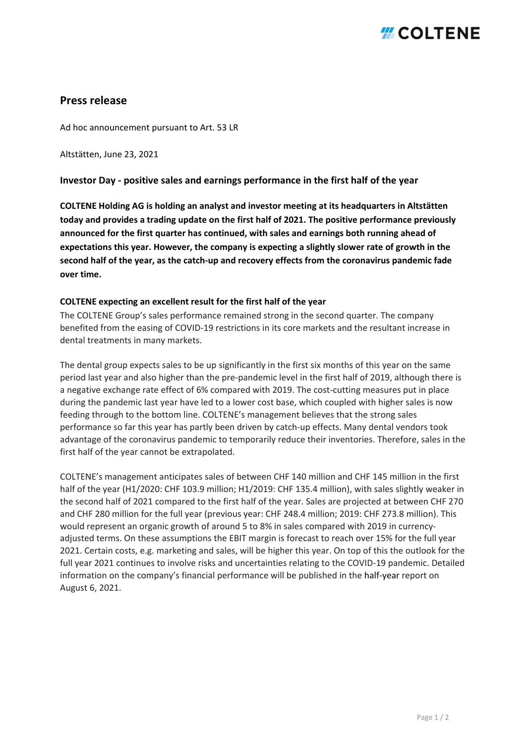# Press release

Ad hoc announcement pursuant to Art. 53 LR

Altstätten, June 23, 2021

## Investor Day - positive sales and earnings performance in the first half of the year

**COLTENE Holding AG is holding an analyst and investor meeting at its headquarters in Altstätten today and provides a trading update on the first half of 2021. The positive performance previously announced for the first quarter has continued, with sales and earnings both running ahead of expectations this year. However, the company is expecting a slightly slower rate of growth in the second half of the year, as the catch-up and recovery effects from the coronavirus pandemic fade over time.**

### COLTENE expecting an excellent result for the first half of the year

The COLTENE Group's sales performance remained strong in the second quarter. The company benefited from the easing of COVID-19 restrictions in its core markets and the resultant increase in dental treatments in many markets.

The dental group expects sales to be up significantly in the first six months of this year on the same period last year and also higher than the pre-pandemic level in the first half of 2019, although there is a negative exchange rate effect of 6% compared with 2019. The cost-cutting measures put in place during the pandemic last year have led to a lower cost base, which coupled with higher sales is now feeding through to the bottom line. COLTENE's management believes that the strong sales performance so far this year has partly been driven by catch-up effects. Many dental vendors took advantage of the coronavirus pandemic to temporarily reduce their inventories. Therefore, sales in the first half of the year cannot be extrapolated.

COLTENE's management anticipates sales of between CHF 140 million and CHF 145 million in the first half of the year (H1/2020: CHF 103.9 million; H1/2019: CHF 135.4 million), with sales slightly weaker in the second half of 2021 compared to the first half of the year. Sales are projected at between CHF 270 and CHF 280 million for the full year (previous year: CHF 248.4 million; 2019: CHF 273.8 million). This would represent an organic growth of around 5 to 8% in sales compared with 2019 in currency-adjusted terms. On these assumptions the EBIT margin is forecast to reach over 15% for the full year 2021. Certain costs, e.g. marketing and sales, will be higher this year. On top of this the outlook for the full year 2021 continues to involve risks and uncertainties relating to the COVID-19 pandemic. Detailed information on the company's financial performance will be published in the half-year report on August 6, 2021.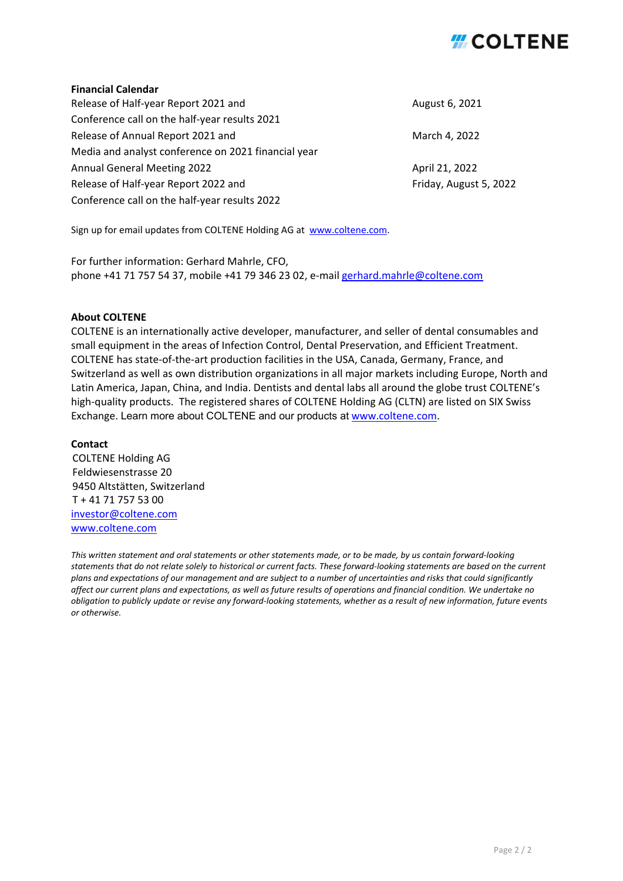**Financial Calendar**

| | |
|---|---|
| Release of Half-year Report 2021 and Conference call on the half-year results 2021 | August 6, 2021 |
| Release of Annual Report 2021 and Media and analyst conference on 2021 financial year | March 4, 2022 |
| Annual General Meeting 2022 | April 21, 2022 |
| Release of Half-year Report 2022 and Conference call on the half-year results 2022 | Friday, August 5, 2022 |

Sign up for email updates from COLTENE Holding AG at [www.coltene.com](http://www.coltene.com).

For further information: Gerhard Mahrle, CFO,
phone +41 71 757 54 37, mobile +41 79 346 23 02, e-mail [gerhard.mahrle@coltene.com](mailto:gerhard.mahrle@coltene.com)

**About COLTENE**

COLTENE is an internationally active developer, manufacturer, and seller of dental consumables and small equipment in the areas of Infection Control, Dental Preservation, and Efficient Treatment. COLTENE has state-of-the-art production facilities in the USA, Canada, Germany, France, and Switzerland as well as own distribution organizations in all major markets including Europe, North and Latin America, Japan, China, and India. Dentists and dental labs all around the globe trust COLTENE's high-quality products. The registered shares of COLTENE Holding AG (CLTN) are listed on SIX Swiss Exchange. Learn more about COLTENE and our products at [www.coltene.com](http://www.coltene.com).

**Contact**

COLTENE Holding AG
Feldwiesenstrasse 20
9450 Altstätten, Switzerland
T + 41 71 757 53 00
[investor@coltene.com](mailto:investor@coltene.com)
[www.coltene.com](http://www.coltene.com)

*This written statement and oral statements or other statements made, or to be made, by us contain forward-looking statements that do not relate solely to historical or current facts. These forward-looking statements are based on the current plans and expectations of our management and are subject to a number of uncertainties and risks that could significantly affect our current plans and expectations, as well as future results of operations and financial condition. We undertake no obligation to publicly update or revise any forward-looking statements, whether as a result of new information, future events or otherwise.*